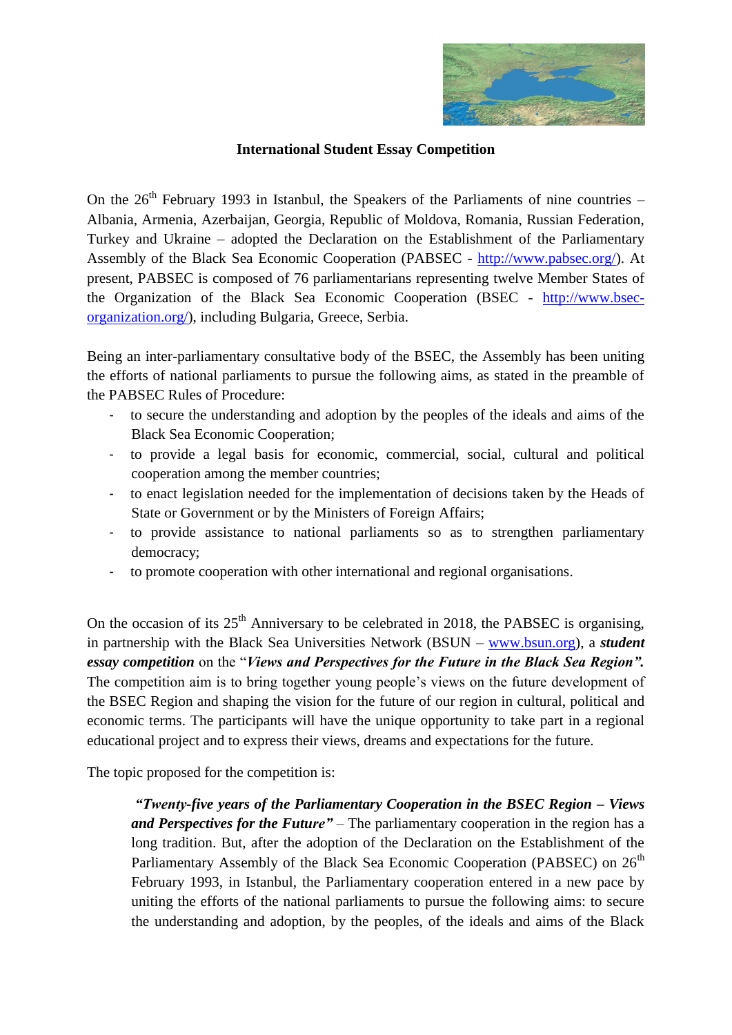**International Student Essay Competition**

On the 26th February 1993 in Istanbul, the Speakers of the Parliaments of nine countries – Albania, Armenia, Azerbaijan, Georgia, Republic of Moldova, Romania, Russian Federation, Turkey and Ukraine – adopted the Declaration on the Establishment of the Parliamentary Assembly of the Black Sea Economic Cooperation (PABSEC - http://www.pabsec.org/). At present, PABSEC is composed of 76 parliamentarians representing twelve Member States of the Organization of the Black Sea Economic Cooperation (BSEC - http://www.bsec-organization.org/), including Bulgaria, Greece, Serbia.

Being an inter-parliamentary consultative body of the BSEC, the Assembly has been uniting the efforts of national parliaments to pursue the following aims, as stated in the preamble of the PABSEC Rules of Procedure:

- to secure the understanding and adoption by the peoples of the ideals and aims of the Black Sea Economic Cooperation;
- to provide a legal basis for economic, commercial, social, cultural and political cooperation among the member countries;
- to enact legislation needed for the implementation of decisions taken by the Heads of State or Government or by the Ministers of Foreign Affairs;
- to provide assistance to national parliaments so as to strengthen parliamentary democracy;
- to promote cooperation with other international and regional organisations.

On the occasion of its 25th Anniversary to be celebrated in 2018, the PABSEC is organising, in partnership with the Black Sea Universities Network (BSUN – www.bsun.org), a ***student essay competition*** on the "***Views and Perspectives for the Future in the Black Sea Region".*** The competition aim is to bring together young people's views on the future development of the BSEC Region and shaping the vision for the future of our region in cultural, political and economic terms. The participants will have the unique opportunity to take part in a regional educational project and to express their views, dreams and expectations for the future.

The topic proposed for the competition is:

> ***"Twenty-five years of the Parliamentary Cooperation in the BSEC Region – Views and Perspectives for the Future"*** – The parliamentary cooperation in the region has a long tradition. But, after the adoption of the Declaration on the Establishment of the Parliamentary Assembly of the Black Sea Economic Cooperation (PABSEC) on 26th February 1993, in Istanbul, the Parliamentary cooperation entered in a new pace by uniting the efforts of the national parliaments to pursue the following aims: to secure the understanding and adoption, by the peoples, of the ideals and aims of the Black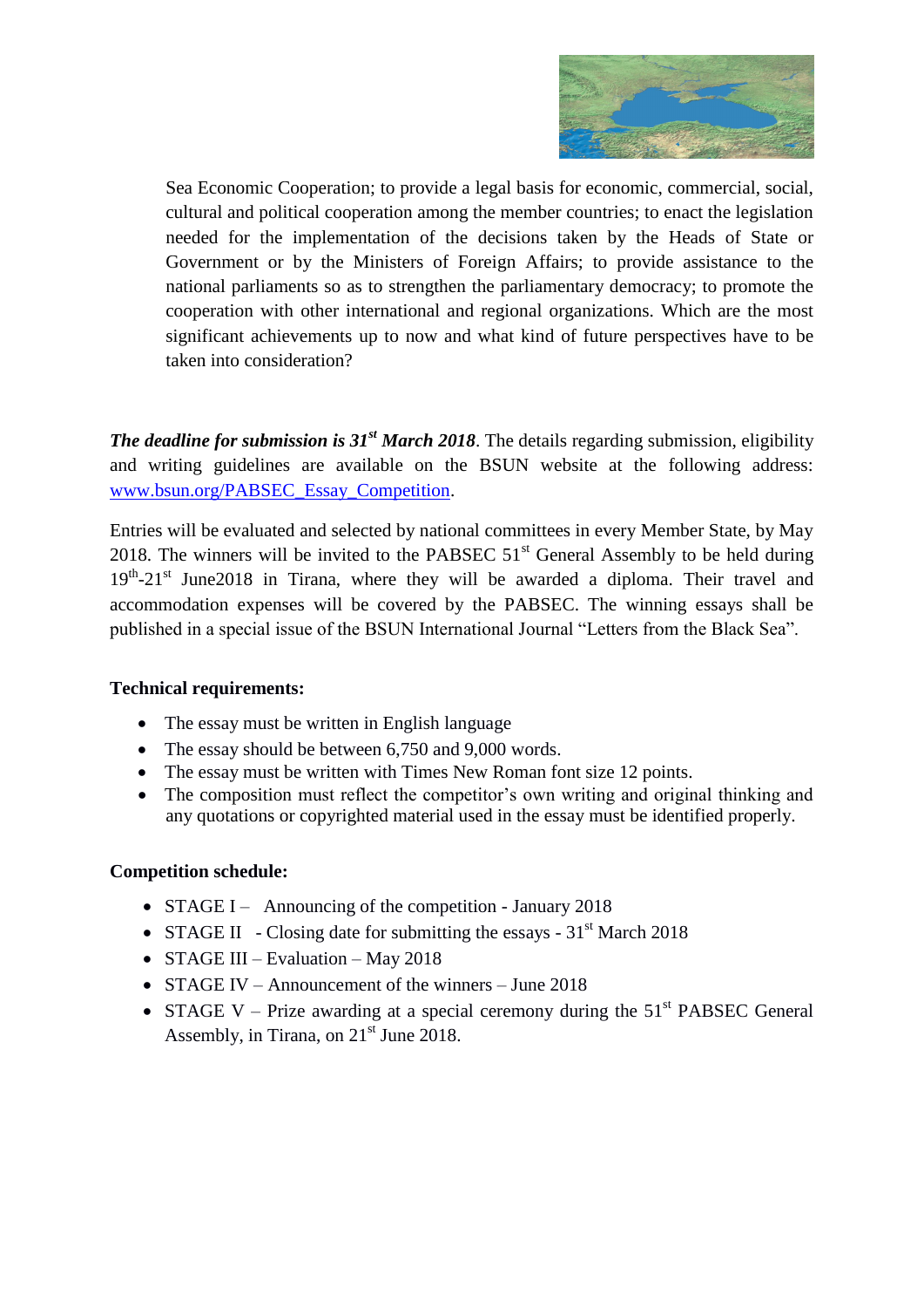Sea Economic Cooperation; to provide a legal basis for economic, commercial, social, cultural and political cooperation among the member countries; to enact the legislation needed for the implementation of the decisions taken by the Heads of State or Government or by the Ministers of Foreign Affairs; to provide assistance to the national parliaments so as to strengthen the parliamentary democracy; to promote the cooperation with other international and regional organizations. Which are the most significant achievements up to now and what kind of future perspectives have to be taken into consideration?

***The deadline for submission is 31st March 2018***. The details regarding submission, eligibility and writing guidelines are available on the BSUN website at the following address: www.bsun.org/PABSEC_Essay_Competition.

Entries will be evaluated and selected by national committees in every Member State, by May 2018. The winners will be invited to the PABSEC 51st General Assembly to be held during 19th-21st June2018 in Tirana, where they will be awarded a diploma. Their travel and accommodation expenses will be covered by the PABSEC. The winning essays shall be published in a special issue of the BSUN International Journal "Letters from the Black Sea".

**Technical requirements:**

- The essay must be written in English language
- The essay should be between 6,750 and 9,000 words.
- The essay must be written with Times New Roman font size 12 points.
- The composition must reflect the competitor's own writing and original thinking and any quotations or copyrighted material used in the essay must be identified properly.

**Competition schedule:**

- STAGE I – Announcing of the competition - January 2018
- STAGE II - Closing date for submitting the essays - 31st March 2018
- STAGE III – Evaluation – May 2018
- STAGE IV – Announcement of the winners – June 2018
- STAGE V – Prize awarding at a special ceremony during the 51st PABSEC General Assembly, in Tirana, on 21st June 2018.